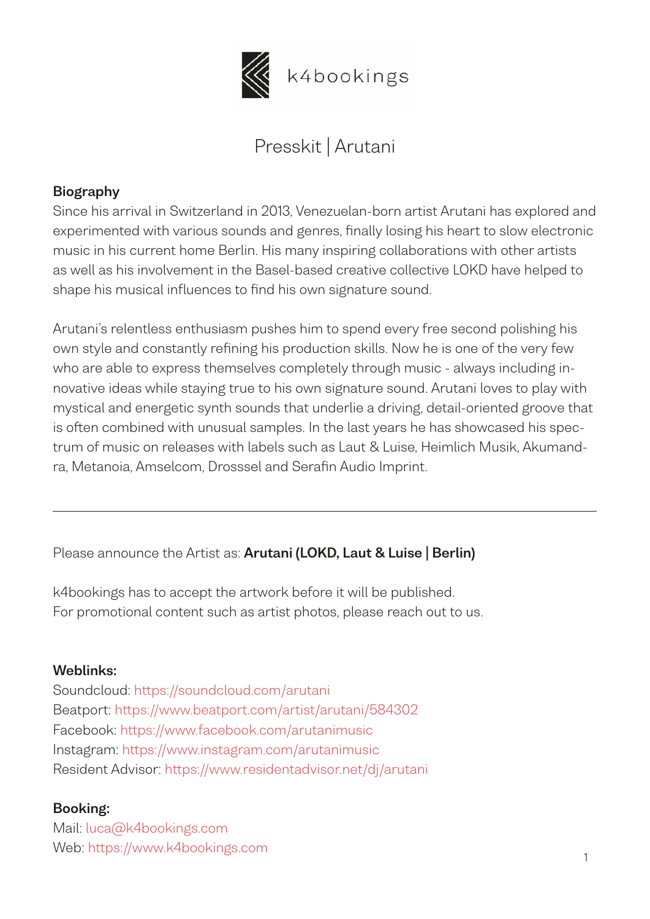k4bookings

# Presskit | Arutani

**Biography**

Since his arrival in Switzerland in 2013, Venezuelan-born artist Arutani has explored and experimented with various sounds and genres, finally losing his heart to slow electronic music in his current home Berlin. His many inspiring collaborations with other artists as well as his involvement in the Basel-based creative collective LOKD have helped to shape his musical influences to find his own signature sound.

Arutani's relentless enthusiasm pushes him to spend every free second polishing his own style and constantly refining his production skills. Now he is one of the very few who are able to express themselves completely through music - always including innovative ideas while staying true to his own signature sound. Arutani loves to play with mystical and energetic synth sounds that underlie a driving, detail-oriented groove that is often combined with unusual samples. In the last years he has showcased his spectrum of music on releases with labels such as Laut & Luise, Heimlich Musik, Akumandra, Metanoia, Amselcom, Drosssel and Serafin Audio Imprint.

---

Please announce the Artist as: **Arutani (LOKD, Laut & Luise | Berlin)**

k4bookings has to accept the artwork before it will be published.
For promotional content such as artist photos, please reach out to us.

**Weblinks:**

Soundcloud: https://soundcloud.com/arutani
Beatport: https://www.beatport.com/artist/arutani/584302
Facebook: https://www.facebook.com/arutanimusic
Instagram: https://www.instagram.com/arutanimusic
Resident Advisor: https://www.residentadvisor.net/dj/arutani

**Booking:**

Mail: luca@k4bookings.com
Web: https://www.k4bookings.com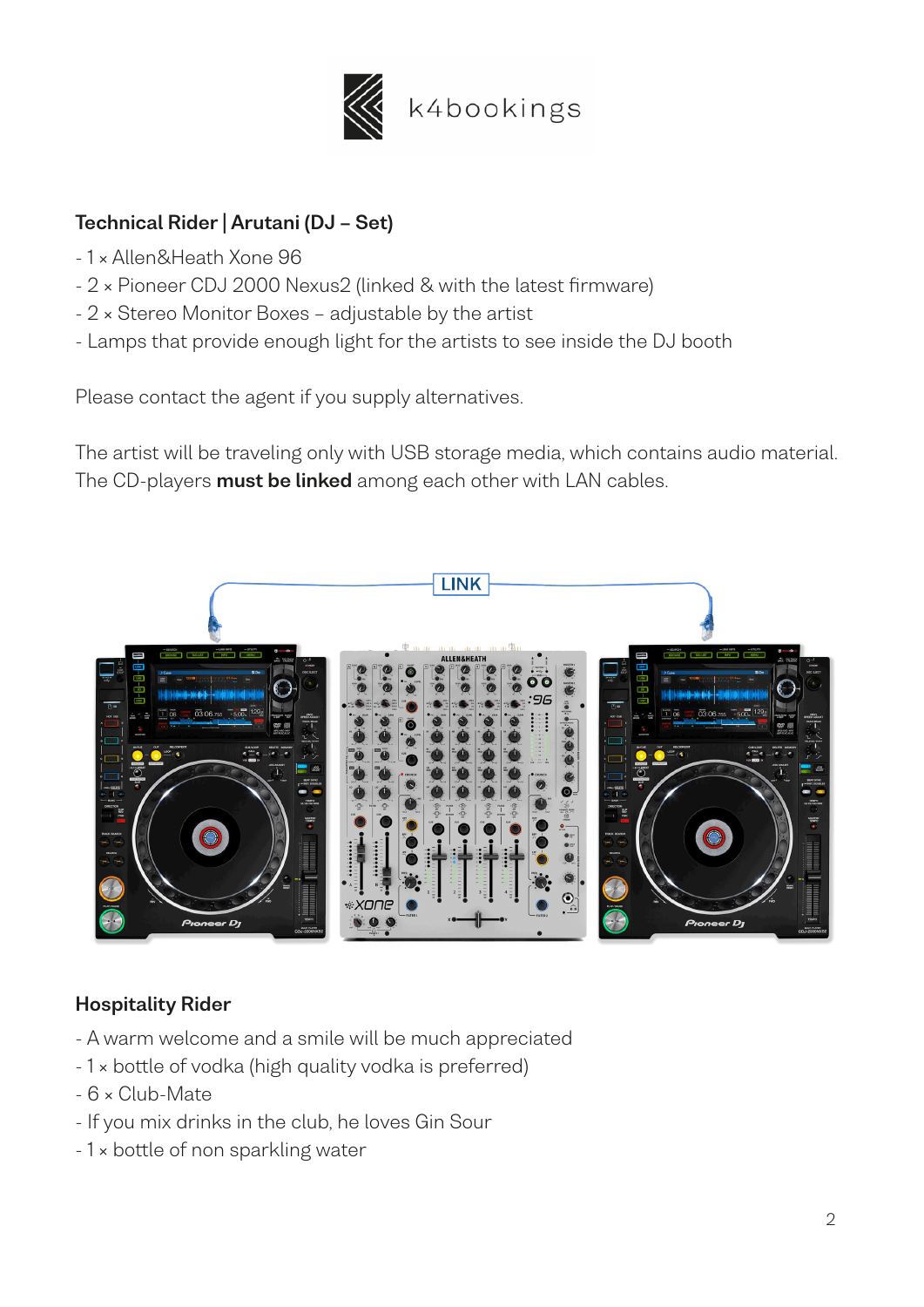k4bookings

### Technical Rider | Arutani (DJ – Set)

- 1 × Allen&Heath Xone 96
- 2 × Pioneer CDJ 2000 Nexus2 (linked & with the latest firmware)
- 2 × Stereo Monitor Boxes – adjustable by the artist
- Lamps that provide enough light for the artists to see inside the DJ booth

Please contact the agent if you supply alternatives.

The artist will be traveling only with USB storage media, which contains audio material. The CD-players **must be linked** among each other with LAN cables.

LINK

### Hospitality Rider

- A warm welcome and a smile will be much appreciated
- 1 × bottle of vodka (high quality vodka is preferred)
- 6 × Club-Mate
- If you mix drinks in the club, he loves Gin Sour
- 1 × bottle of non sparkling water